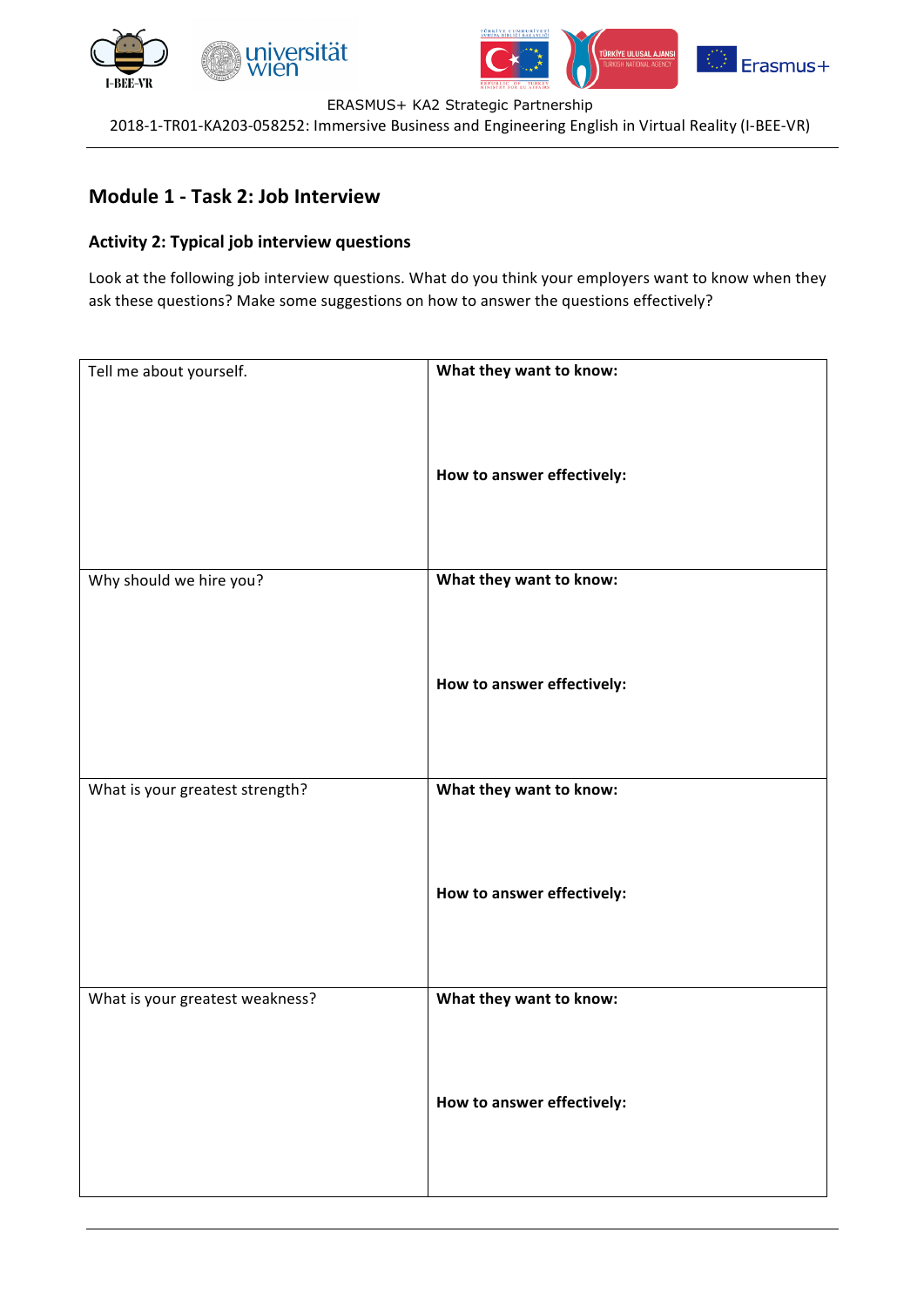ERASMUS+ KA2 Strategic Partnership

2018-1-TR01-KA203-058252: Immersive Business and Engineering English in Virtual Reality (I-BEE-VR)

## Module 1 - Task 2: Job Interview

### Activity 2: Typical job interview questions

Look at the following job interview questions. What do you think your employers want to know when they ask these questions? Make some suggestions on how to answer the questions effectively?

| Question | |
|---|---|
| Tell me about yourself. | **What they want to know:**<br><br>**How to answer effectively:** |
| Why should we hire you? | **What they want to know:**<br><br>**How to answer effectively:** |
| What is your greatest strength? | **What they want to know:**<br><br>**How to answer effectively:** |
| What is your greatest weakness? | **What they want to know:**<br><br>**How to answer effectively:** |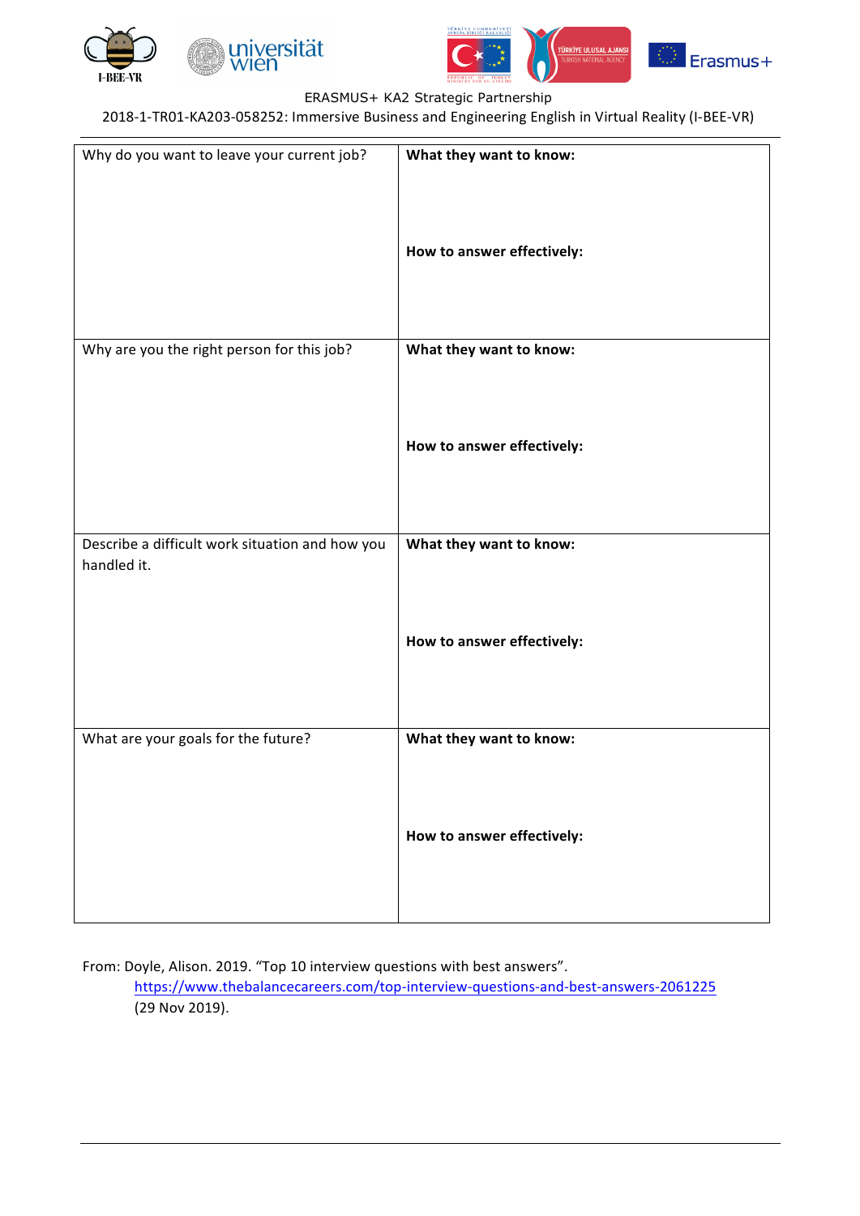ERASMUS+ KA2 Strategic Partnership

2018-1-TR01-KA203-058252: Immersive Business and Engineering English in Virtual Reality (I-BEE-VR)

| | |
|---|---|
| Why do you want to leave your current job? | **What they want to know:**<br><br>**How to answer effectively:** |
| Why are you the right person for this job? | **What they want to know:**<br><br>**How to answer effectively:** |
| Describe a difficult work situation and how you handled it. | **What they want to know:**<br><br>**How to answer effectively:** |
| What are your goals for the future? | **What they want to know:**<br><br>**How to answer effectively:** |

From: Doyle, Alison. 2019. "Top 10 interview questions with best answers". https://www.thebalancecareers.com/top-interview-questions-and-best-answers-2061225 (29 Nov 2019).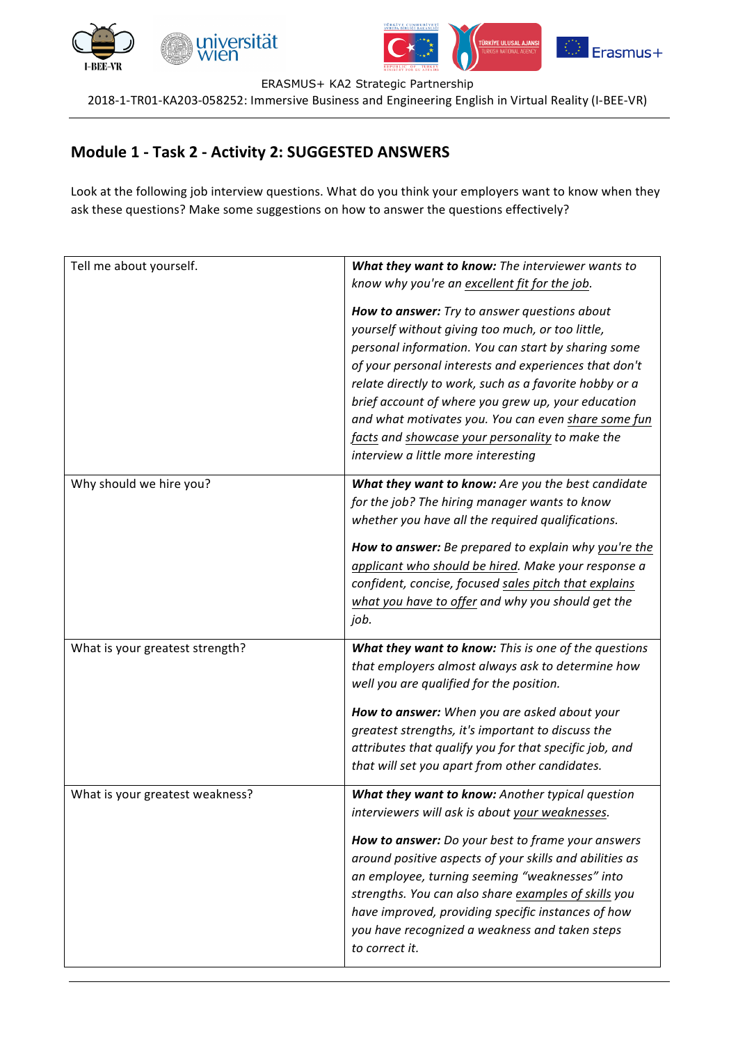ERASMUS+ KA2 Strategic Partnership

2018-1-TR01-KA203-058252: Immersive Business and Engineering English in Virtual Reality (I-BEE-VR)

## Module 1 - Task 2 - Activity 2: SUGGESTED ANSWERS

Look at the following job interview questions. What do you think your employers want to know when they ask these questions? Make some suggestions on how to answer the questions effectively?

| | |
|---|---|
| Tell me about yourself. | ***What they want to know:*** *The interviewer wants to know why you're an excellent fit for the job.*<br><br>***How to answer:*** *Try to answer questions about yourself without giving too much, or too little, personal information. You can start by sharing some of your personal interests and experiences that don't relate directly to work, such as a favorite hobby or a brief account of where you grew up, your education and what motivates you. You can even share some fun facts and showcase your personality to make the interview a little more interesting* |
| Why should we hire you? | ***What they want to know:*** *Are you the best candidate for the job? The hiring manager wants to know whether you have all the required qualifications.*<br><br>***How to answer:*** *Be prepared to explain why you're the applicant who should be hired. Make your response a confident, concise, focused sales pitch that explains what you have to offer and why you should get the job.* |
| What is your greatest strength? | ***What they want to know:*** *This is one of the questions that employers almost always ask to determine how well you are qualified for the position.*<br><br>***How to answer:*** *When you are asked about your greatest strengths, it's important to discuss the attributes that qualify you for that specific job, and that will set you apart from other candidates.* |
| What is your greatest weakness? | ***What they want to know:*** *Another typical question interviewers will ask is about your weaknesses.*<br><br>***How to answer:*** *Do your best to frame your answers around positive aspects of your skills and abilities as an employee, turning seeming "weaknesses" into strengths. You can also share examples of skills you have improved, providing specific instances of how you have recognized a weakness and taken steps to correct it.* |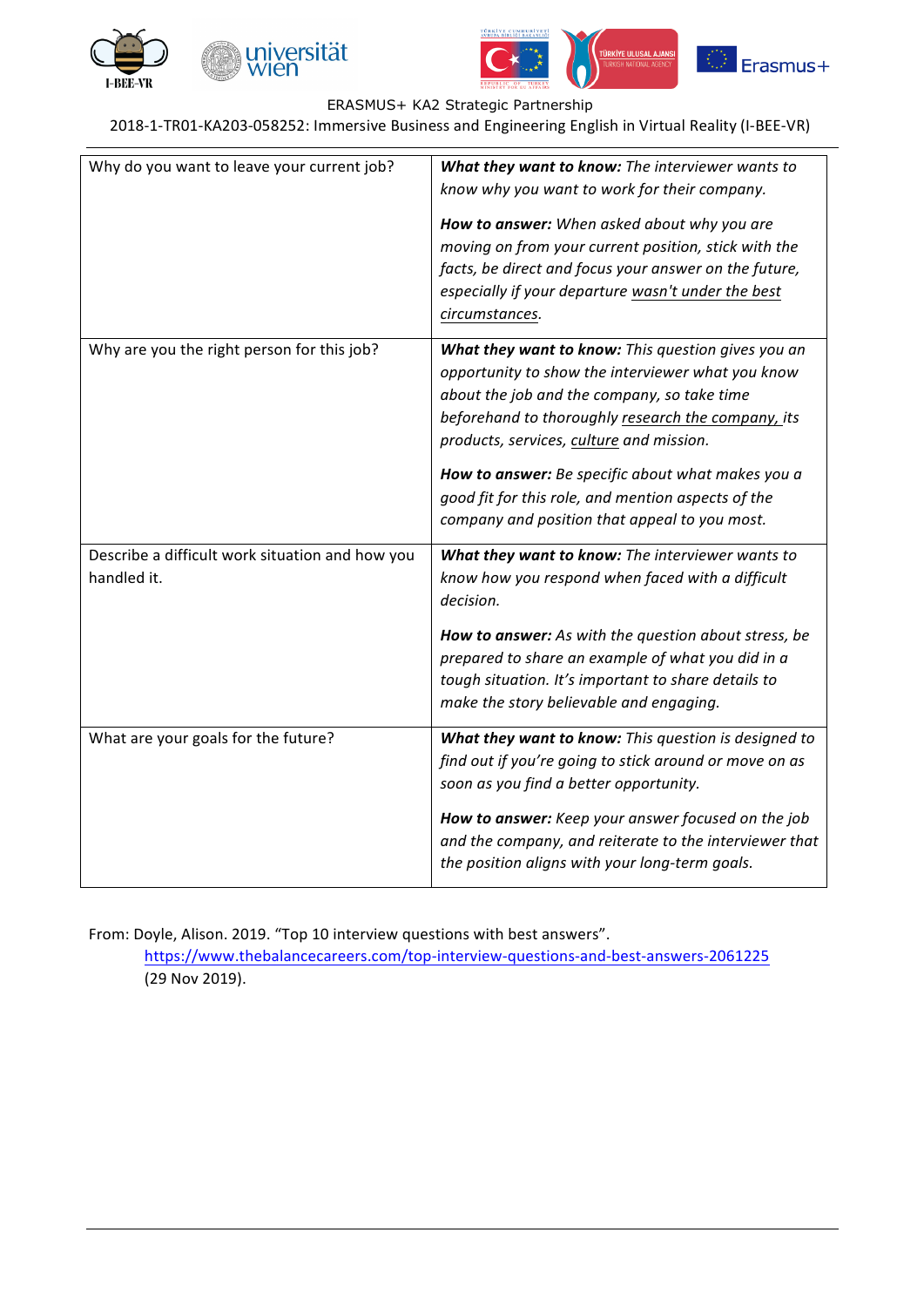| | |
|---|---|
| Why do you want to leave your current job? | ***What they want to know:*** *The interviewer wants to know why you want to work for their company.*<br><br>***How to answer:*** *When asked about why you are moving on from your current position, stick with the facts, be direct and focus your answer on the future, especially if your departure wasn't under the best circumstances.* |
| Why are you the right person for this job? | ***What they want to know:*** *This question gives you an opportunity to show the interviewer what you know about the job and the company, so take time beforehand to thoroughly research the company, its products, services, culture and mission.*<br><br>***How to answer:*** *Be specific about what makes you a good fit for this role, and mention aspects of the company and position that appeal to you most.* |
| Describe a difficult work situation and how you handled it. | ***What they want to know:*** *The interviewer wants to know how you respond when faced with a difficult decision.*<br><br>***How to answer:*** *As with the question about stress, be prepared to share an example of what you did in a tough situation. It's important to share details to make the story believable and engaging.* |
| What are your goals for the future? | ***What they want to know:*** *This question is designed to find out if you're going to stick around or move on as soon as you find a better opportunity.*<br><br>***How to answer:*** *Keep your answer focused on the job and the company, and reiterate to the interviewer that the position aligns with your long-term goals.* |

From: Doyle, Alison. 2019. "Top 10 interview questions with best answers". https://www.thebalancecareers.com/top-interview-questions-and-best-answers-2061225 (29 Nov 2019).